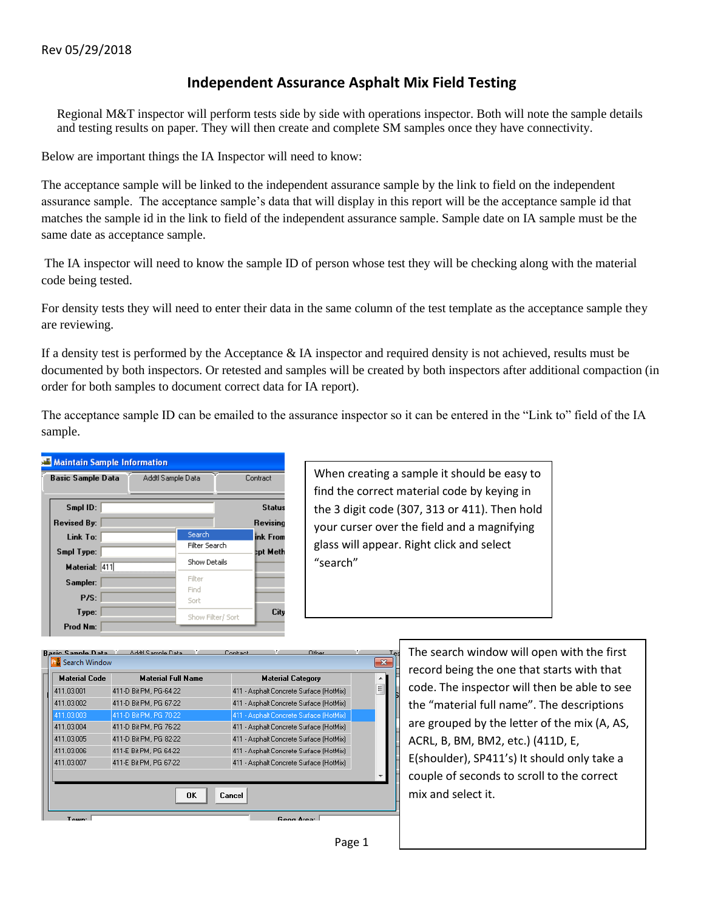Rev 05/29/2018

# Independent Assurance Asphalt Mix Field Testing

Regional M&T inspector will perform tests side by side with operations inspector. Both will note the sample details and testing results on paper. They will then create and complete SM samples once they have connectivity.

Below are important things the IA Inspector will need to know:

The acceptance sample will be linked to the independent assurance sample by the link to field on the independent assurance sample. The acceptance sample's data that will display in this report will be the acceptance sample id that matches the sample id in the link to field of the independent assurance sample. Sample date on IA sample must be the same date as acceptance sample.

The IA inspector will need to know the sample ID of person whose test they will be checking along with the material code being tested.

For density tests they will need to enter their data in the same column of the test template as the acceptance sample they are reviewing.

If a density test is performed by the Acceptance & IA inspector and required density is not achieved, results must be documented by both inspectors. Or retested and samples will be created by both inspectors after additional compaction (in order for both samples to document correct data for IA report).

The acceptance sample ID can be emailed to the assurance inspector so it can be entered in the "Link to" field of the IA sample.

When creating a sample it should be easy to find the correct material code by keying in the 3 digit code (307, 313 or 411). Then hold your curser over the field and a magnifying glass will appear. Right click and select "search"

The search window will open with the first record being the one that starts with that code. The inspector will then be able to see the "material full name". The descriptions are grouped by the letter of the mix (A, AS, ACRL, B, BM, BM2, etc.) (411D, E, E(shoulder), SP411's) It should only take a couple of seconds to scroll to the correct mix and select it.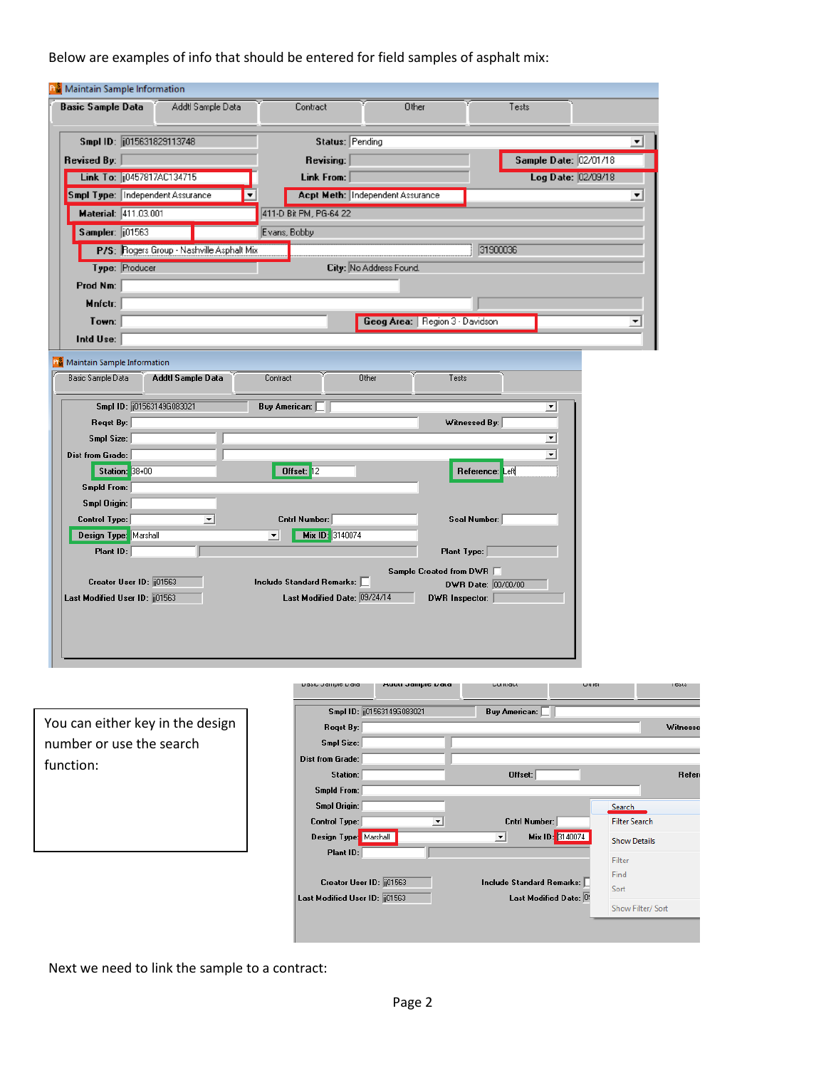Below are examples of info that should be entered for field samples of asphalt mix:

**Maintain Sample Information**

Basic Sample Data | Addtl Sample Data | Contract | Other | Tests

| Field | Value | Field | Value |
|---|---|---|---|
| Smpl ID: | jj015631829113748 | Status: | Pending |
| Revised By: | | Revising: | |
| | | Sample Date: | 02/01/18 |
| Link To: | jj0457817AC134715 | Link From: | |
| | | Log Date: | 02/09/18 |
| Smpl Type: | Independent Assurance | Acpt Meth: | Independent Assurance |
| Material: | 411.03.001 | | 411-D Bit PM, PG-64 22 |
| Sampler: | jj01563 | | Evans, Bobby |
| P/S: | Rogers Group - Nashville Asphalt Mix | | 31900036 |
| Type: | Producer | City: | No Address Found |
| Prod Nm: | | | |
| Mnfctr: | | | |
| Town: | | Geog Area: | Region 3 - Davidson |
| Intd Use: | | | |

**Maintain Sample Information**

Basic Sample Data | Addtl Sample Data | Contract | Other | Tests

| Field | Value | Field | Value | Field | Value |
|---|---|---|---|---|---|
| Smpl ID: | jj01563149G083021 | Buy American: | | | |
| Reqst By: | | | | Witnessed By: | |
| Smpl Size: | | | | | |
| Dist from Grade: | | | | | |
| Station: | 38+00 | Offset: | 12 | Reference: | Left |
| Smpld From: | | | | | |
| Smpl Origin: | | | | | |
| Control Type: | | Cntrl Number: | | Seal Number: | |
| Design Type: | Marshall | Mix ID: | 3140074 | | |
| Plant ID: | | | | Plant Type: | |
| | | | | Sample Created from DWR | |
| Creator User ID: | jj01563 | Include Standard Remarks: | | DWR Date: | 00/00/00 |
| Last Modified User ID: | jj01563 | Last Modified Date: | 09/24/14 | DWR Inspector: | |

You can either key in the design number or use the search function:

Design Type: Marshall | Mix ID: 3140074

Search | Filter Search | Show Details | Filter | Find | Sort | Show Filter/ Sort

Next we need to link the sample to a contract: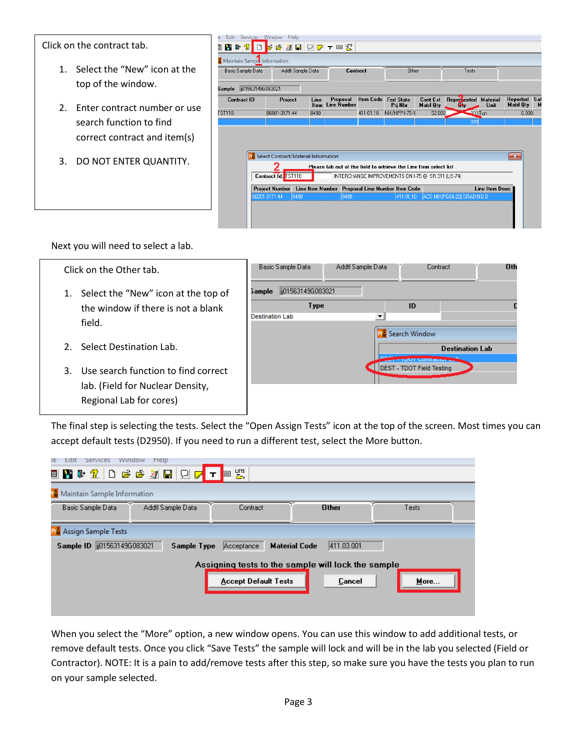Click on the contract tab.

1. Select the “New” icon at the top of the window.
2. Enter contract number or use search function to find correct contract and item(s)
3. DO NOT ENTER QUANTITY.

Next you will need to select a lab.

Click on the Other tab.

1. Select the “New” icon at the top of the window if there is not a blank field.
2. Select Destination Lab.
3. Use search function to find correct lab. (Field for Nuclear Density, Regional Lab for cores)

The final step is selecting the tests. Select the “Open Assign Tests” icon at the top of the screen. Most times you can accept default tests (D2950). If you need to run a different test, select the More button.

When you select the “More” option, a new window opens. You can use this window to add additional tests, or remove default tests. Once you click “Save Tests” the sample will lock and will be in the lab you selected (Field or Contractor). NOTE: It is a pain to add/remove tests after this step, so make sure you have the tests you plan to run on your sample selected.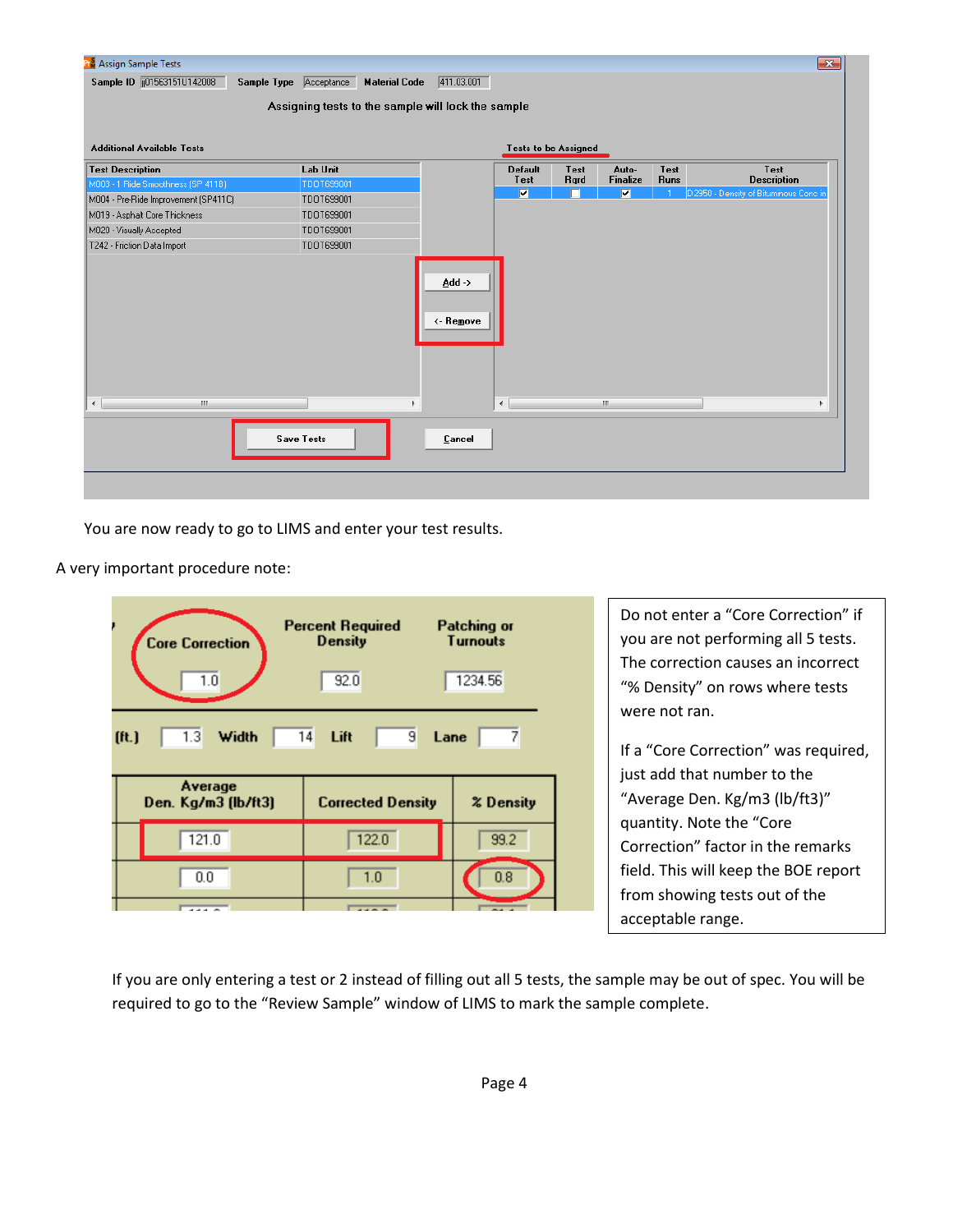You are now ready to go to LIMS and enter your test results.

A very important procedure note:

Do not enter a "Core Correction" if you are not performing all 5 tests. The correction causes an incorrect "% Density" on rows where tests were not ran.

If a "Core Correction" was required, just add that number to the "Average Den. Kg/m3 (lb/ft3)" quantity. Note the "Core Correction" factor in the remarks field. This will keep the BOE report from showing tests out of the acceptable range.

If you are only entering a test or 2 instead of filling out all 5 tests, the sample may be out of spec. You will be required to go to the "Review Sample" window of LIMS to mark the sample complete.